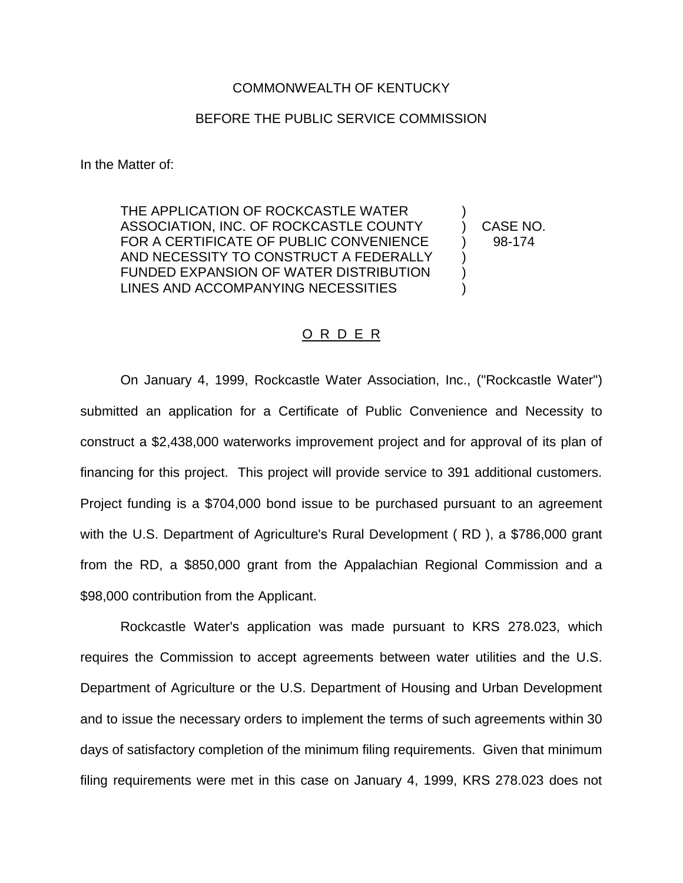COMMONWEALTH OF KENTUCKY

BEFORE THE PUBLIC SERVICE COMMISSION

In the Matter of:

| | | |
|---|---|---|
| THE APPLICATION OF ROCKCASTLE WATER ASSOCIATION, INC. OF ROCKCASTLE COUNTY FOR A CERTIFICATE OF PUBLIC CONVENIENCE AND NECESSITY TO CONSTRUCT A FEDERALLY FUNDED EXPANSION OF WATER DISTRIBUTION LINES AND ACCOMPANYING NECESSITIES | ) | CASE NO. 98-174 |

O R D E R

On January 4, 1999, Rockcastle Water Association, Inc., ("Rockcastle Water") submitted an application for a Certificate of Public Convenience and Necessity to construct a $2,438,000 waterworks improvement project and for approval of its plan of financing for this project. This project will provide service to 391 additional customers. Project funding is a $704,000 bond issue to be purchased pursuant to an agreement with the U.S. Department of Agriculture's Rural Development ( RD ), a $786,000 grant from the RD, a $850,000 grant from the Appalachian Regional Commission and a $98,000 contribution from the Applicant.

Rockcastle Water's application was made pursuant to KRS 278.023, which requires the Commission to accept agreements between water utilities and the U.S. Department of Agriculture or the U.S. Department of Housing and Urban Development and to issue the necessary orders to implement the terms of such agreements within 30 days of satisfactory completion of the minimum filing requirements. Given that minimum filing requirements were met in this case on January 4, 1999, KRS 278.023 does not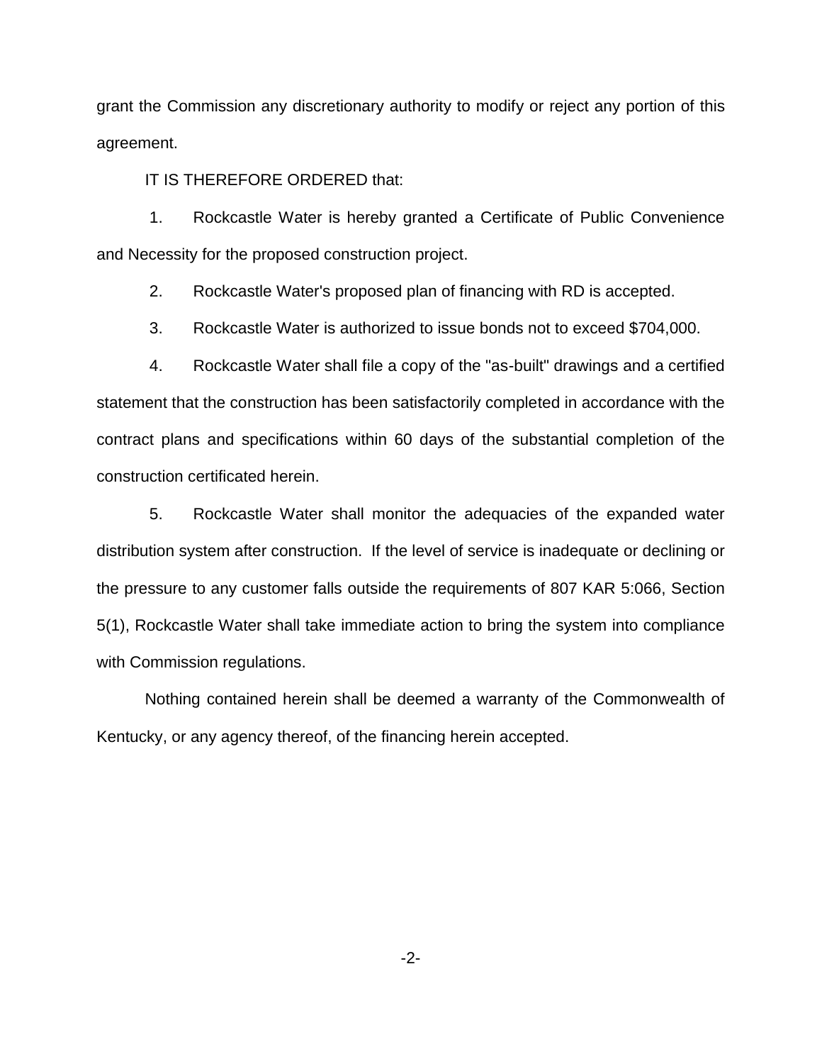grant the Commission any discretionary authority to modify or reject any portion of this agreement.

IT IS THEREFORE ORDERED that:

1. Rockcastle Water is hereby granted a Certificate of Public Convenience and Necessity for the proposed construction project.

2. Rockcastle Water's proposed plan of financing with RD is accepted.

3. Rockcastle Water is authorized to issue bonds not to exceed $704,000.

4. Rockcastle Water shall file a copy of the "as-built" drawings and a certified statement that the construction has been satisfactorily completed in accordance with the contract plans and specifications within 60 days of the substantial completion of the construction certificated herein.

5. Rockcastle Water shall monitor the adequacies of the expanded water distribution system after construction. If the level of service is inadequate or declining or the pressure to any customer falls outside the requirements of 807 KAR 5:066, Section 5(1), Rockcastle Water shall take immediate action to bring the system into compliance with Commission regulations.

Nothing contained herein shall be deemed a warranty of the Commonwealth of Kentucky, or any agency thereof, of the financing herein accepted.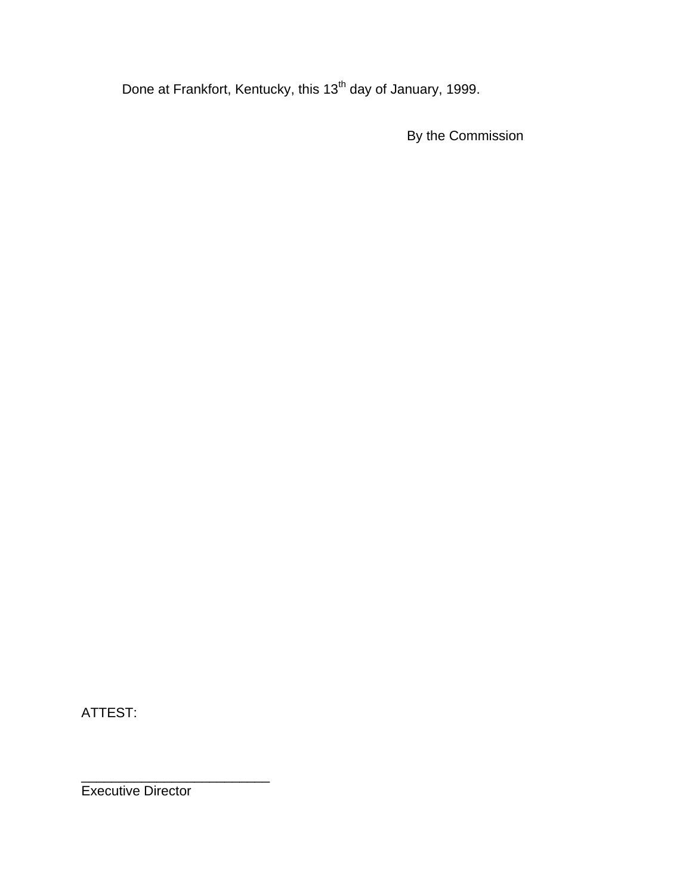Done at Frankfort, Kentucky, this 13th day of January, 1999.

By the Commission

ATTEST:

___________________________
Executive Director